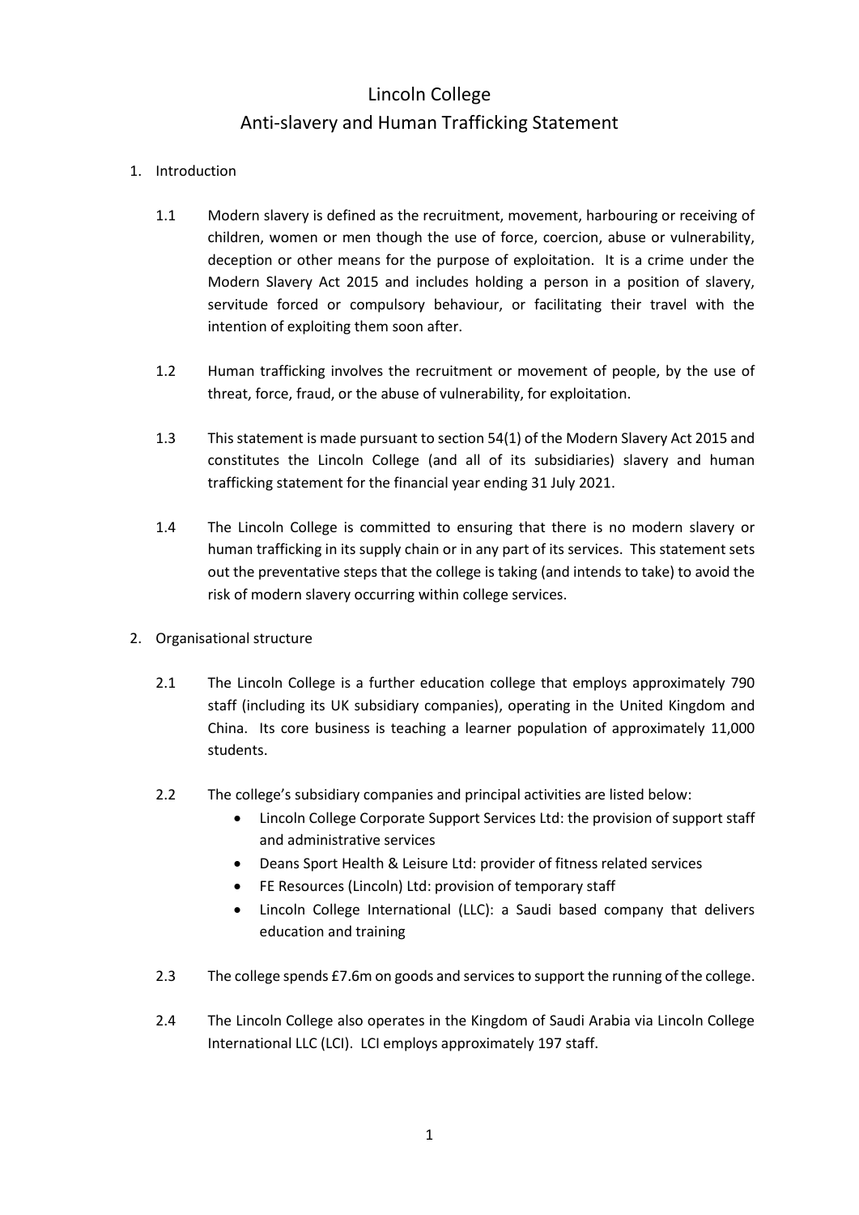# Lincoln College

## Anti-slavery and Human Trafficking Statement

1. Introduction

    1.1 Modern slavery is defined as the recruitment, movement, harbouring or receiving of children, women or men though the use of force, coercion, abuse or vulnerability, deception or other means for the purpose of exploitation. It is a crime under the Modern Slavery Act 2015 and includes holding a person in a position of slavery, servitude forced or compulsory behaviour, or facilitating their travel with the intention of exploiting them soon after.

    1.2 Human trafficking involves the recruitment or movement of people, by the use of threat, force, fraud, or the abuse of vulnerability, for exploitation.

    1.3 This statement is made pursuant to section 54(1) of the Modern Slavery Act 2015 and constitutes the Lincoln College (and all of its subsidiaries) slavery and human trafficking statement for the financial year ending 31 July 2021.

    1.4 The Lincoln College is committed to ensuring that there is no modern slavery or human trafficking in its supply chain or in any part of its services. This statement sets out the preventative steps that the college is taking (and intends to take) to avoid the risk of modern slavery occurring within college services.

2. Organisational structure

    2.1 The Lincoln College is a further education college that employs approximately 790 staff (including its UK subsidiary companies), operating in the United Kingdom and China. Its core business is teaching a learner population of approximately 11,000 students.

    2.2 The college's subsidiary companies and principal activities are listed below:
    - Lincoln College Corporate Support Services Ltd: the provision of support staff and administrative services
    - Deans Sport Health & Leisure Ltd: provider of fitness related services
    - FE Resources (Lincoln) Ltd: provision of temporary staff
    - Lincoln College International (LLC): a Saudi based company that delivers education and training

    2.3 The college spends £7.6m on goods and services to support the running of the college.

    2.4 The Lincoln College also operates in the Kingdom of Saudi Arabia via Lincoln College International LLC (LCI). LCI employs approximately 197 staff.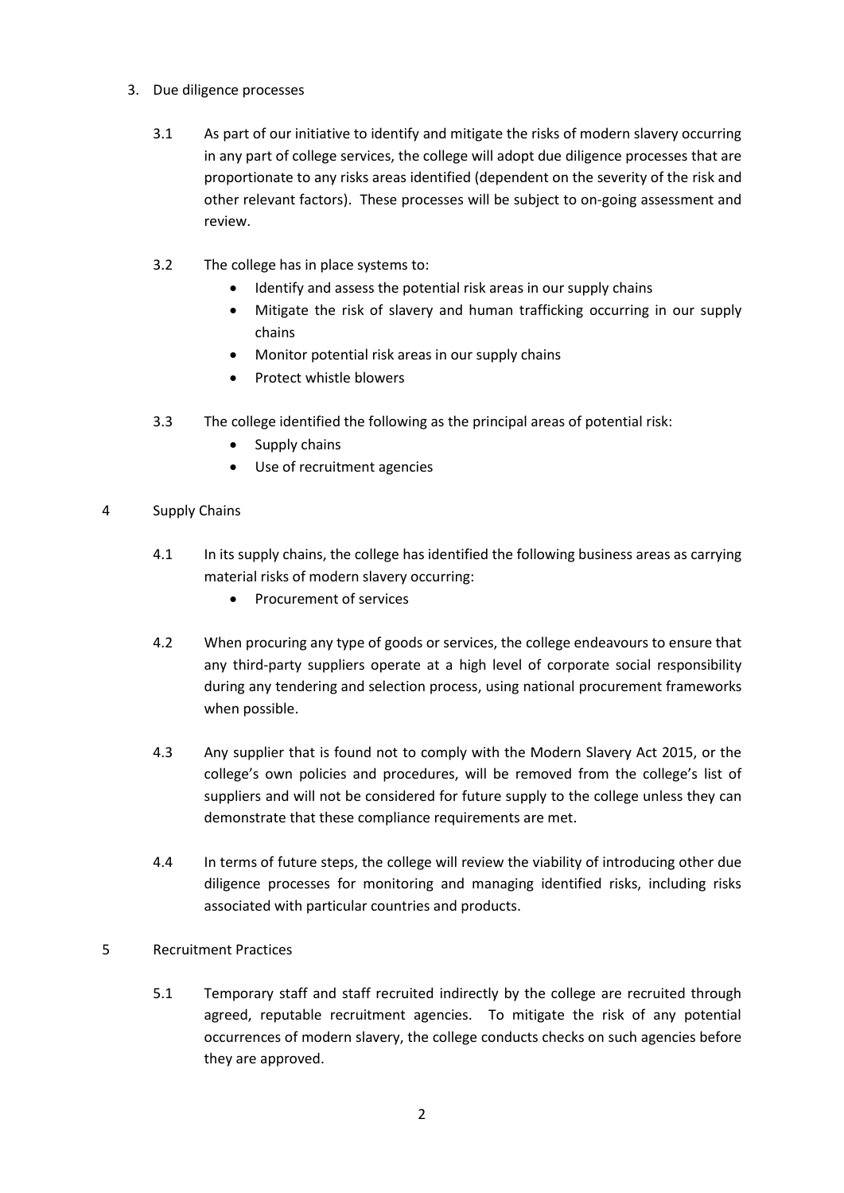## 3. Due diligence processes

3.1 As part of our initiative to identify and mitigate the risks of modern slavery occurring in any part of college services, the college will adopt due diligence processes that are proportionate to any risks areas identified (dependent on the severity of the risk and other relevant factors). These processes will be subject to on-going assessment and review.

3.2 The college has in place systems to:

- Identify and assess the potential risk areas in our supply chains
- Mitigate the risk of slavery and human trafficking occurring in our supply chains
- Monitor potential risk areas in our supply chains
- Protect whistle blowers

3.3 The college identified the following as the principal areas of potential risk:

- Supply chains
- Use of recruitment agencies

## 4 Supply Chains

4.1 In its supply chains, the college has identified the following business areas as carrying material risks of modern slavery occurring:

- Procurement of services

4.2 When procuring any type of goods or services, the college endeavours to ensure that any third-party suppliers operate at a high level of corporate social responsibility during any tendering and selection process, using national procurement frameworks when possible.

4.3 Any supplier that is found not to comply with the Modern Slavery Act 2015, or the college's own policies and procedures, will be removed from the college's list of suppliers and will not be considered for future supply to the college unless they can demonstrate that these compliance requirements are met.

4.4 In terms of future steps, the college will review the viability of introducing other due diligence processes for monitoring and managing identified risks, including risks associated with particular countries and products.

## 5 Recruitment Practices

5.1 Temporary staff and staff recruited indirectly by the college are recruited through agreed, reputable recruitment agencies. To mitigate the risk of any potential occurrences of modern slavery, the college conducts checks on such agencies before they are approved.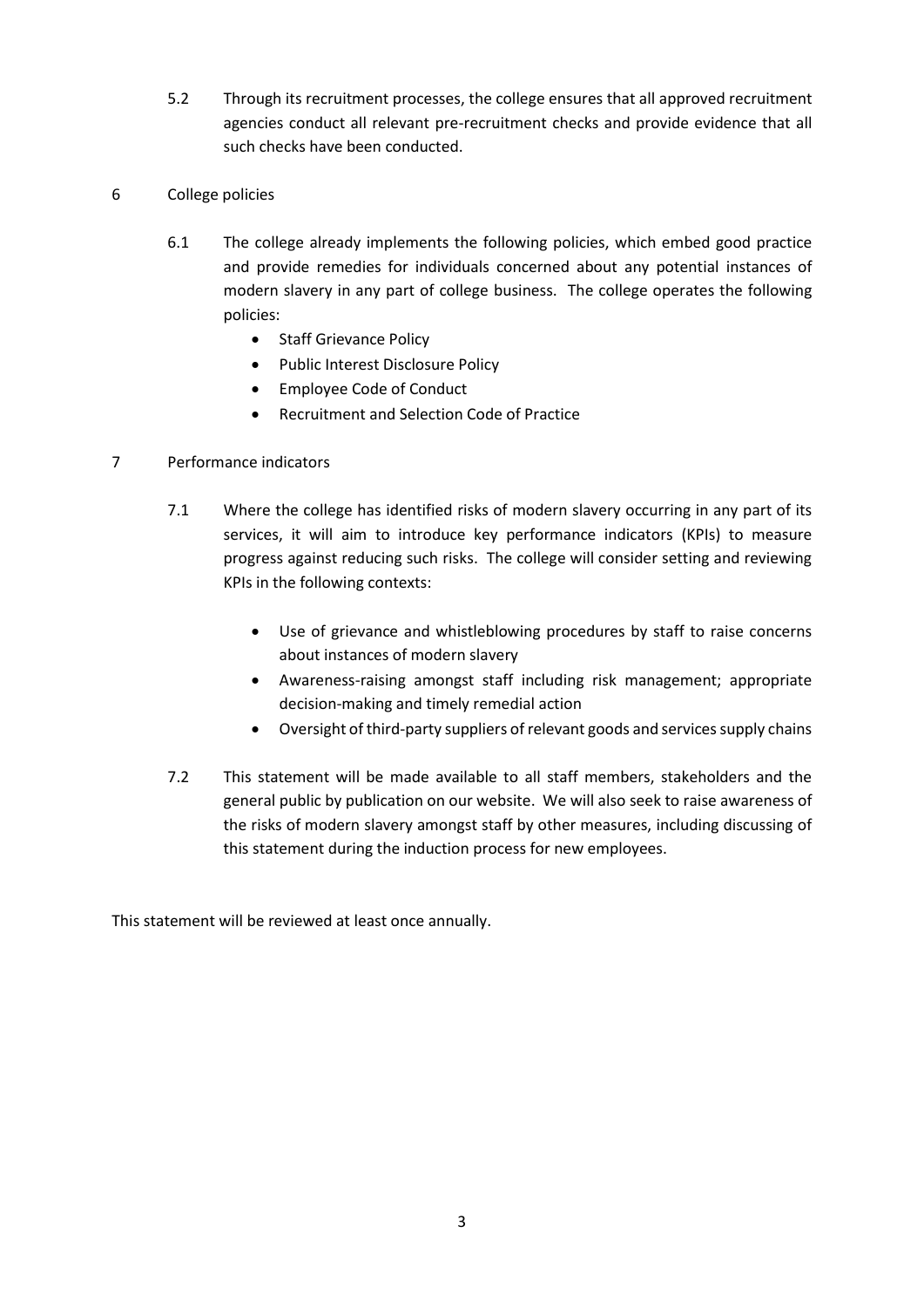5.2 Through its recruitment processes, the college ensures that all approved recruitment agencies conduct all relevant pre-recruitment checks and provide evidence that all such checks have been conducted.

## 6 College policies

6.1 The college already implements the following policies, which embed good practice and provide remedies for individuals concerned about any potential instances of modern slavery in any part of college business. The college operates the following policies:

- Staff Grievance Policy
- Public Interest Disclosure Policy
- Employee Code of Conduct
- Recruitment and Selection Code of Practice

## 7 Performance indicators

7.1 Where the college has identified risks of modern slavery occurring in any part of its services, it will aim to introduce key performance indicators (KPIs) to measure progress against reducing such risks. The college will consider setting and reviewing KPIs in the following contexts:

- Use of grievance and whistleblowing procedures by staff to raise concerns about instances of modern slavery
- Awareness-raising amongst staff including risk management; appropriate decision-making and timely remedial action
- Oversight of third-party suppliers of relevant goods and services supply chains

7.2 This statement will be made available to all staff members, stakeholders and the general public by publication on our website. We will also seek to raise awareness of the risks of modern slavery amongst staff by other measures, including discussing of this statement during the induction process for new employees.

This statement will be reviewed at least once annually.